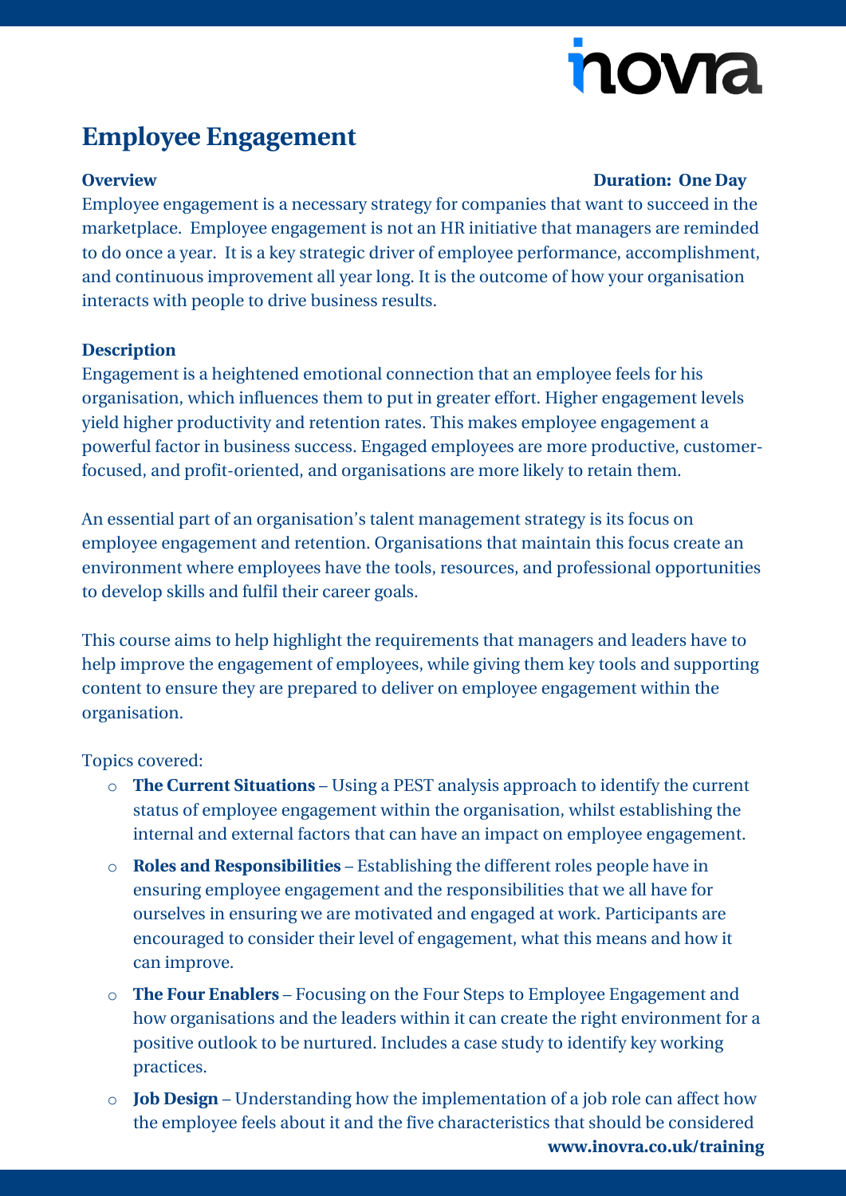# Employee Engagement

**Overview** **Duration: One Day**

Employee engagement is a necessary strategy for companies that want to succeed in the marketplace. Employee engagement is not an HR initiative that managers are reminded to do once a year. It is a key strategic driver of employee performance, accomplishment, and continuous improvement all year long. It is the outcome of how your organisation interacts with people to drive business results.

**Description**

Engagement is a heightened emotional connection that an employee feels for his organisation, which influences them to put in greater effort. Higher engagement levels yield higher productivity and retention rates. This makes employee engagement a powerful factor in business success. Engaged employees are more productive, customer-focused, and profit-oriented, and organisations are more likely to retain them.

An essential part of an organisation's talent management strategy is its focus on employee engagement and retention. Organisations that maintain this focus create an environment where employees have the tools, resources, and professional opportunities to develop skills and fulfil their career goals.

This course aims to help highlight the requirements that managers and leaders have to help improve the engagement of employees, while giving them key tools and supporting content to ensure they are prepared to deliver on employee engagement within the organisation.

Topics covered:

- **The Current Situations** – Using a PEST analysis approach to identify the current status of employee engagement within the organisation, whilst establishing the internal and external factors that can have an impact on employee engagement.
- **Roles and Responsibilities** – Establishing the different roles people have in ensuring employee engagement and the responsibilities that we all have for ourselves in ensuring we are motivated and engaged at work. Participants are encouraged to consider their level of engagement, what this means and how it can improve.
- **The Four Enablers** – Focusing on the Four Steps to Employee Engagement and how organisations and the leaders within it can create the right environment for a positive outlook to be nurtured. Includes a case study to identify key working practices.
- **Job Design** – Understanding how the implementation of a job role can affect how the employee feels about it and the five characteristics that should be considered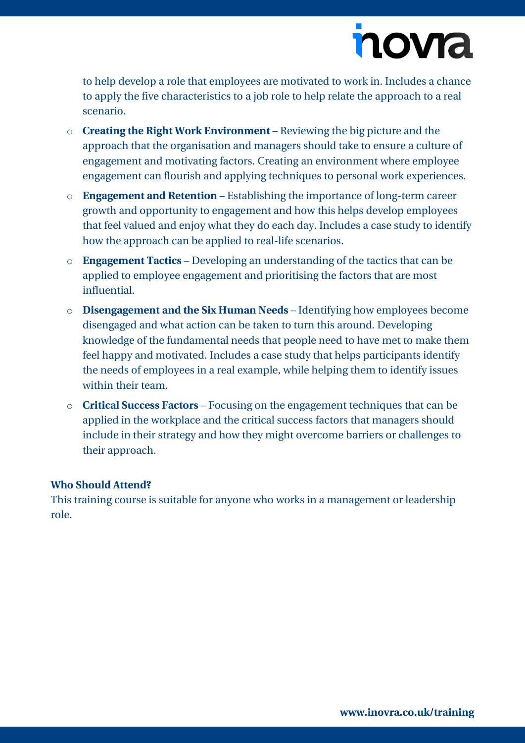to help develop a role that employees are motivated to work in. Includes a chance to apply the five characteristics to a job role to help relate the approach to a real scenario.

- **Creating the Right Work Environment** – Reviewing the big picture and the approach that the organisation and managers should take to ensure a culture of engagement and motivating factors. Creating an environment where employee engagement can flourish and applying techniques to personal work experiences.
- **Engagement and Retention** – Establishing the importance of long-term career growth and opportunity to engagement and how this helps develop employees that feel valued and enjoy what they do each day. Includes a case study to identify how the approach can be applied to real-life scenarios.
- **Engagement Tactics** – Developing an understanding of the tactics that can be applied to employee engagement and prioritising the factors that are most influential.
- **Disengagement and the Six Human Needs** – Identifying how employees become disengaged and what action can be taken to turn this around. Developing knowledge of the fundamental needs that people need to have met to make them feel happy and motivated. Includes a case study that helps participants identify the needs of employees in a real example, while helping them to identify issues within their team.
- **Critical Success Factors** – Focusing on the engagement techniques that can be applied in the workplace and the critical success factors that managers should include in their strategy and how they might overcome barriers or challenges to their approach.

**Who Should Attend?**

This training course is suitable for anyone who works in a management or leadership role.